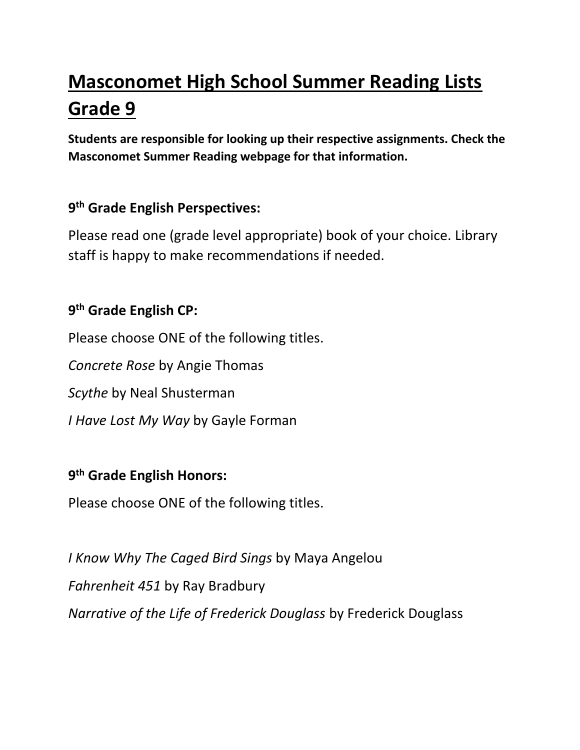# Masconomet High School Summer Reading Lists Grade 9

**Students are responsible for looking up their respective assignments. Check the Masconomet Summer Reading webpage for that information.**

### 9th Grade English Perspectives:

Please read one (grade level appropriate) book of your choice. Library staff is happy to make recommendations if needed.

### 9th Grade English CP:

Please choose ONE of the following titles.

*Concrete Rose* by Angie Thomas

*Scythe* by Neal Shusterman

*I Have Lost My Way* by Gayle Forman

### 9th Grade English Honors:

Please choose ONE of the following titles.

*I Know Why The Caged Bird Sings* by Maya Angelou

*Fahrenheit 451* by Ray Bradbury

*Narrative of the Life of Frederick Douglass* by Frederick Douglass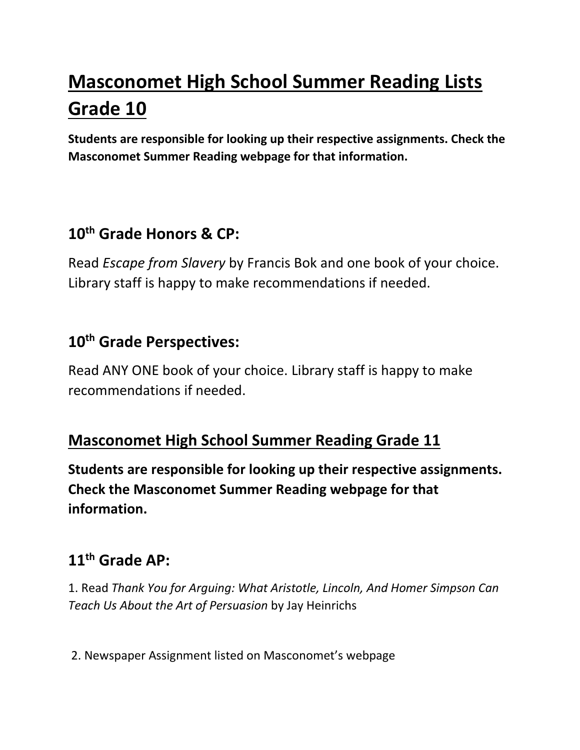# Masconomet High School Summer Reading Lists Grade 10

**Students are responsible for looking up their respective assignments. Check the Masconomet Summer Reading webpage for that information.**

## 10th Grade Honors & CP:

Read *Escape from Slavery* by Francis Bok and one book of your choice. Library staff is happy to make recommendations if needed.

## 10th Grade Perspectives:

Read ANY ONE book of your choice. Library staff is happy to make recommendations if needed.

# Masconomet High School Summer Reading Grade 11

**Students are responsible for looking up their respective assignments. Check the Masconomet Summer Reading webpage for that information.**

## 11th Grade AP:

1. Read *Thank You for Arguing: What Aristotle, Lincoln, And Homer Simpson Can Teach Us About the Art of Persuasion* by Jay Heinrichs

2. Newspaper Assignment listed on Masconomet's webpage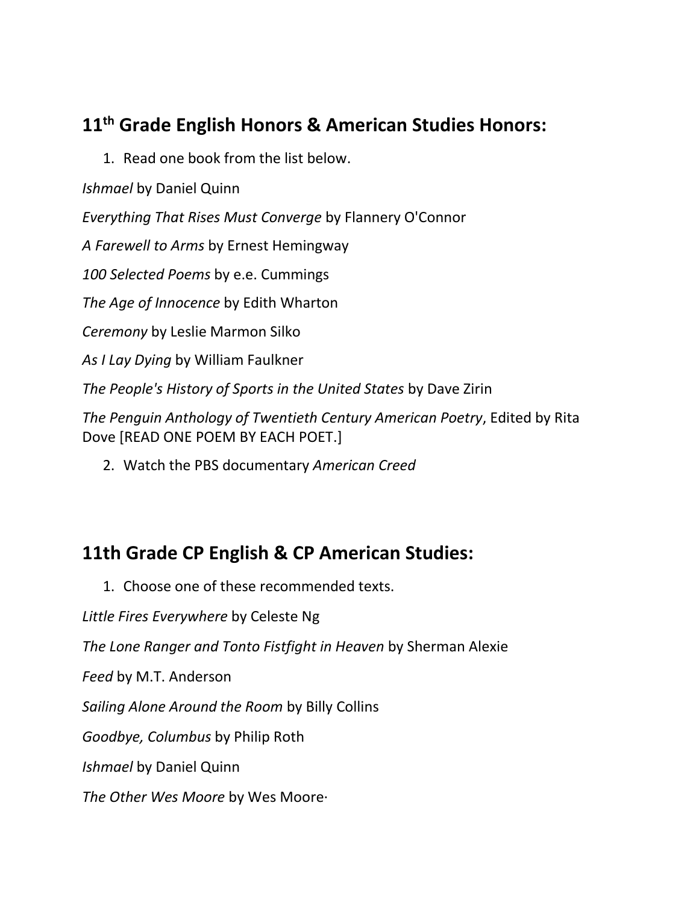## 11th Grade English Honors & American Studies Honors:

1. Read one book from the list below.

*Ishmael* by Daniel Quinn

*Everything That Rises Must Converge* by Flannery O'Connor

*A Farewell to Arms* by Ernest Hemingway

*100 Selected Poems* by e.e. Cummings

*The Age of Innocence* by Edith Wharton

*Ceremony* by Leslie Marmon Silko

*As I Lay Dying* by William Faulkner

*The People's History of Sports in the United States* by Dave Zirin

*The Penguin Anthology of Twentieth Century American Poetry*, Edited by Rita Dove [READ ONE POEM BY EACH POET.]

2. Watch the PBS documentary *American Creed*

## 11th Grade CP English & CP American Studies:

1. Choose one of these recommended texts.

*Little Fires Everywhere* by Celeste Ng

*The Lone Ranger and Tonto Fistfight in Heaven* by Sherman Alexie

*Feed* by M.T. Anderson

*Sailing Alone Around the Room* by Billy Collins

*Goodbye, Columbus* by Philip Roth

*Ishmael* by Daniel Quinn

*The Other Wes Moore* by Wes Moore·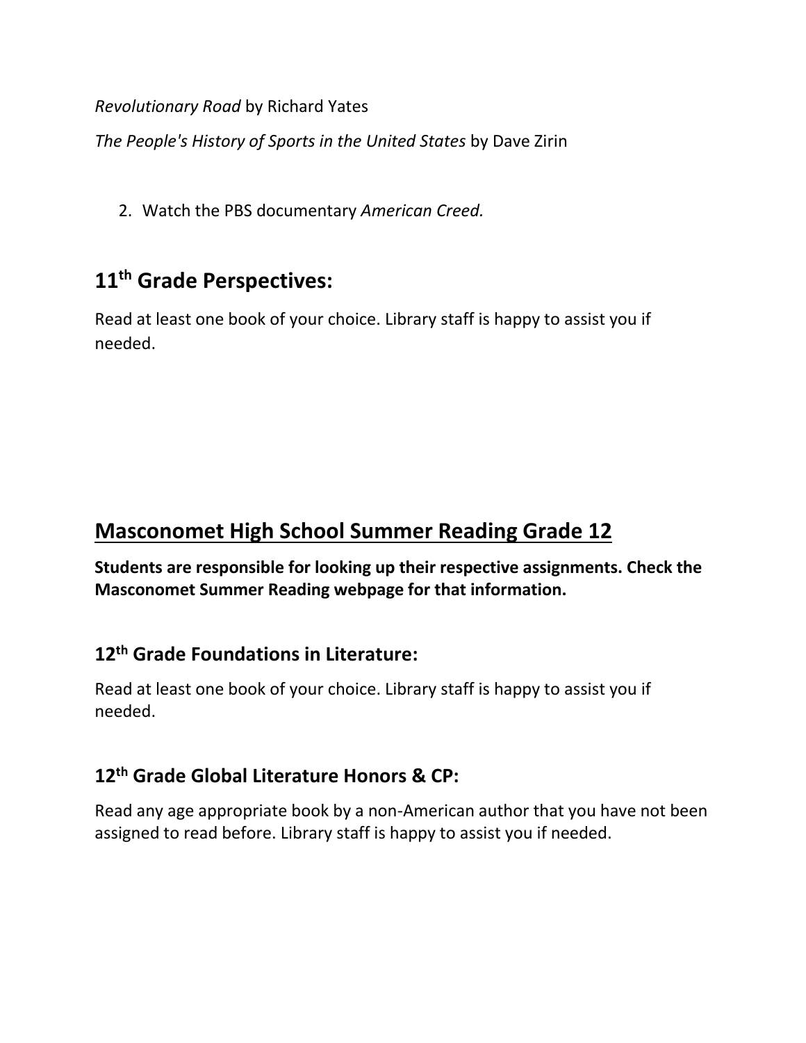*Revolutionary Road* by Richard Yates

*The People's History of Sports in the United States* by Dave Zirin

2. Watch the PBS documentary *American Creed.*

## 11th Grade Perspectives:

Read at least one book of your choice. Library staff is happy to assist you if needed.

# Masconomet High School Summer Reading Grade 12

**Students are responsible for looking up their respective assignments. Check the Masconomet Summer Reading webpage for that information.**

### 12th Grade Foundations in Literature:

Read at least one book of your choice. Library staff is happy to assist you if needed.

### 12th Grade Global Literature Honors & CP:

Read any age appropriate book by a non-American author that you have not been assigned to read before. Library staff is happy to assist you if needed.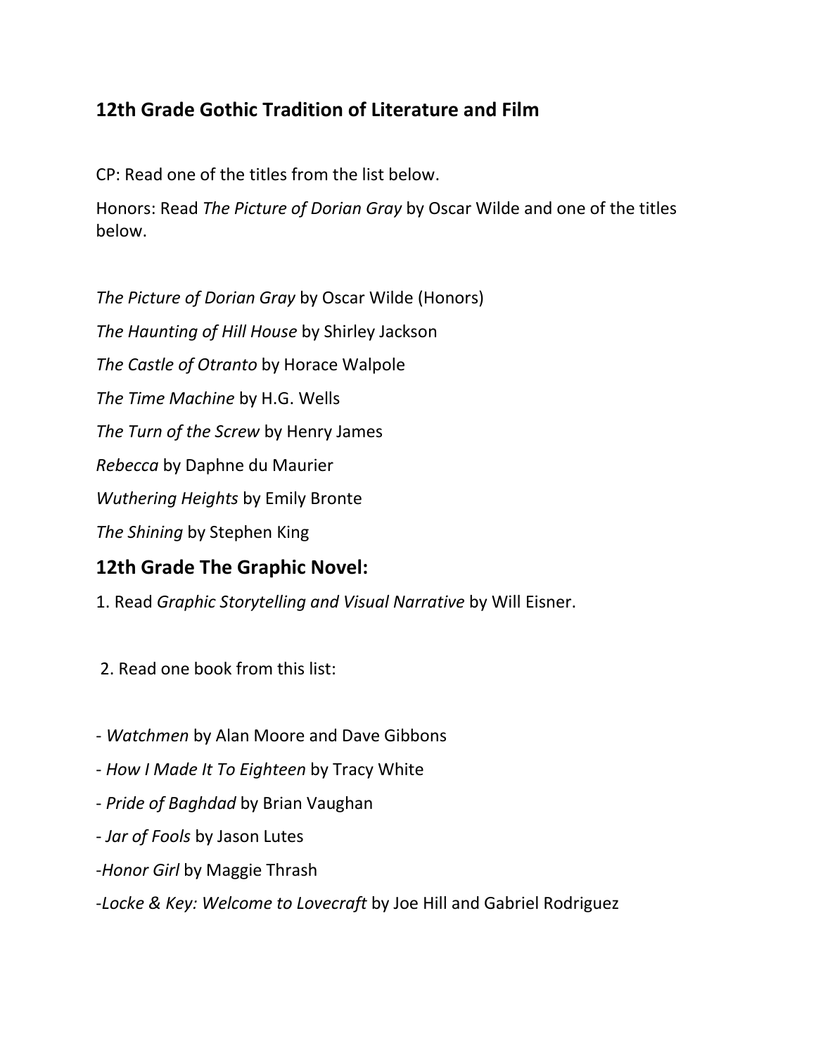## 12th Grade Gothic Tradition of Literature and Film

CP: Read one of the titles from the list below.

Honors: Read *The Picture of Dorian Gray* by Oscar Wilde and one of the titles below.

*The Picture of Dorian Gray* by Oscar Wilde (Honors)

*The Haunting of Hill House* by Shirley Jackson

*The Castle of Otranto* by Horace Walpole

*The Time Machine* by H.G. Wells

*The Turn of the Screw* by Henry James

*Rebecca* by Daphne du Maurier

*Wuthering Heights* by Emily Bronte

*The Shining* by Stephen King

## 12th Grade The Graphic Novel:

1. Read *Graphic Storytelling and Visual Narrative* by Will Eisner.

2. Read one book from this list:

- *Watchmen* by Alan Moore and Dave Gibbons
- *How I Made It To Eighteen* by Tracy White
- *Pride of Baghdad* by Brian Vaughan
- *Jar of Fools* by Jason Lutes
- *Honor Girl* by Maggie Thrash
- *Locke & Key: Welcome to Lovecraft* by Joe Hill and Gabriel Rodriguez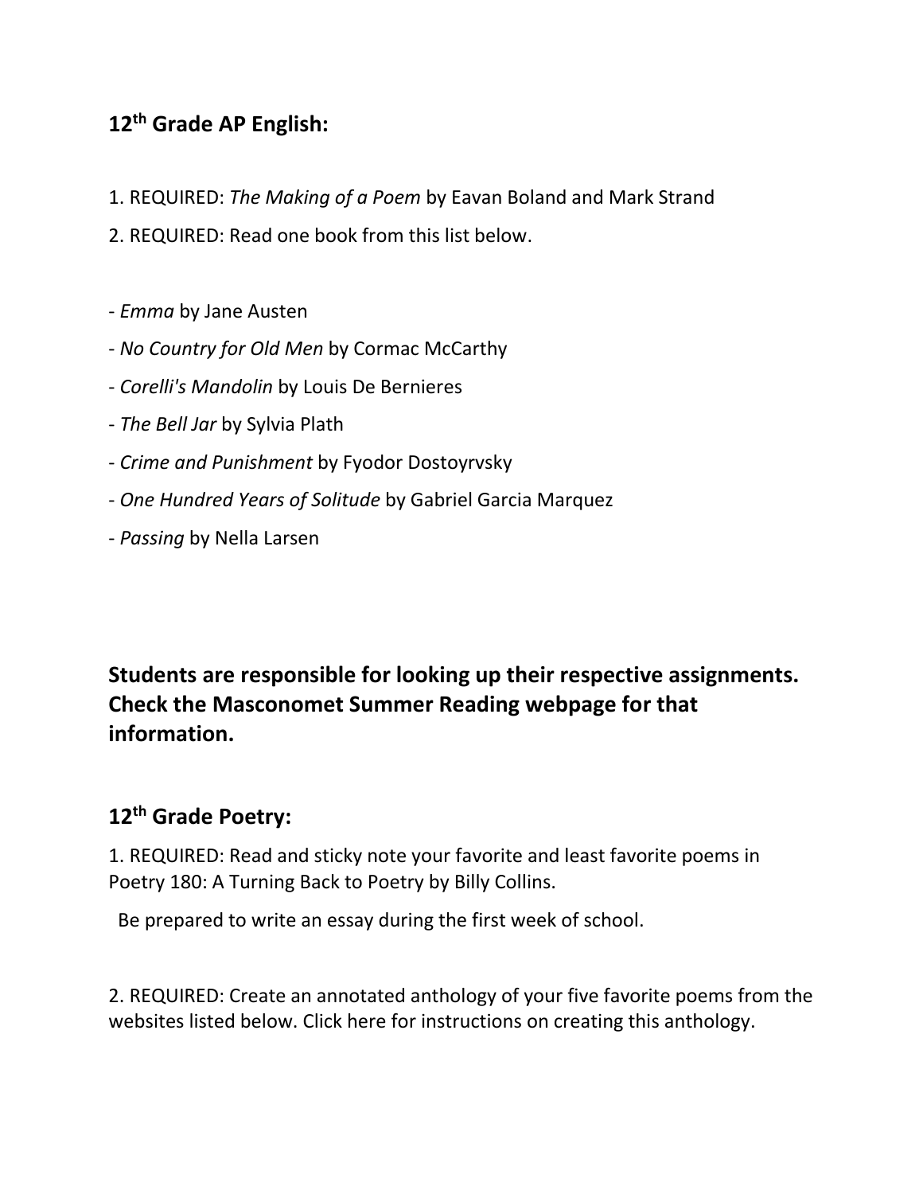## 12th Grade AP English:

1. REQUIRED: *The Making of a Poem* by Eavan Boland and Mark Strand
2. REQUIRED: Read one book from this list below.

- *Emma* by Jane Austen
- *No Country for Old Men* by Cormac McCarthy
- *Corelli's Mandolin* by Louis De Bernieres
- *The Bell Jar* by Sylvia Plath
- *Crime and Punishment* by Fyodor Dostoyrvsky
- *One Hundred Years of Solitude* by Gabriel Garcia Marquez
- *Passing* by Nella Larsen

**Students are responsible for looking up their respective assignments. Check the Masconomet Summer Reading webpage for that information.**

## 12th Grade Poetry:

1. REQUIRED: Read and sticky note your favorite and least favorite poems in Poetry 180: A Turning Back to Poetry by Billy Collins.

   Be prepared to write an essay during the first week of school.

2. REQUIRED: Create an annotated anthology of your five favorite poems from the websites listed below. Click here for instructions on creating this anthology.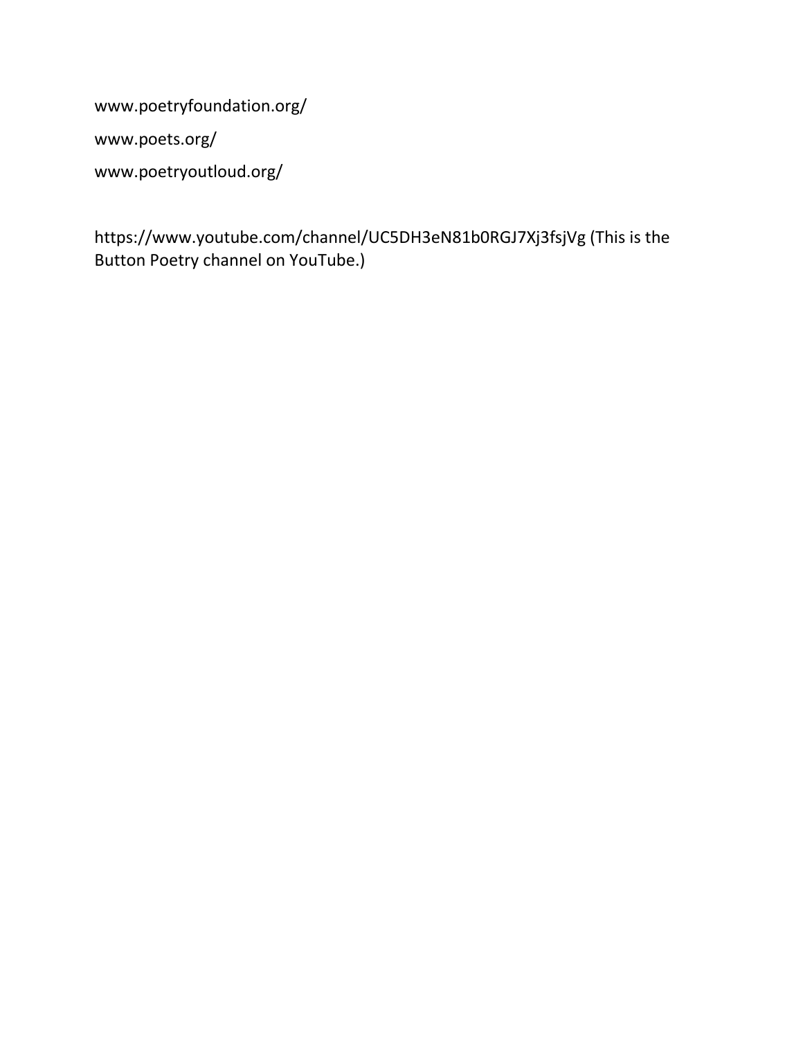www.poetryfoundation.org/

www.poets.org/

www.poetryoutloud.org/

https://www.youtube.com/channel/UC5DH3eN81b0RGJ7Xj3fsjVg (This is the Button Poetry channel on YouTube.)